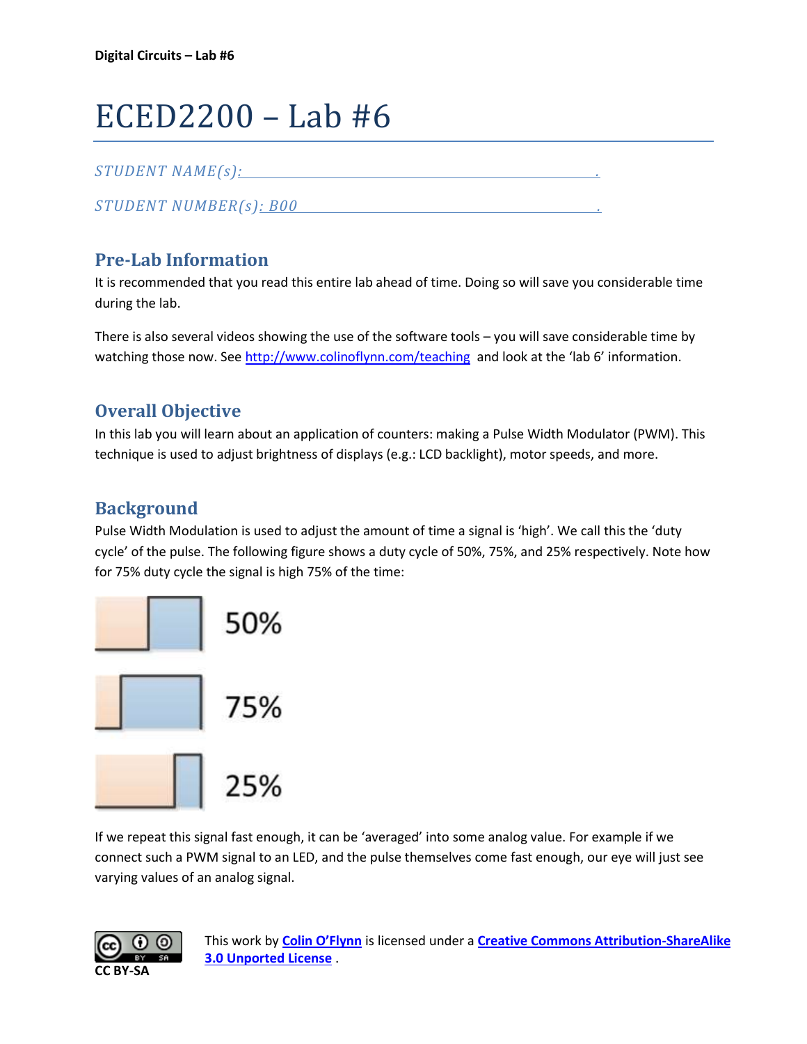# ECED2200 – Lab #6

*STUDENT NAME(s):* _______________________________________________ .

*STUDENT NUMBER(s): B00* _________________________________________ .

## Pre-Lab Information

It is recommended that you read this entire lab ahead of time. Doing so will save you considerable time during the lab.

There is also several videos showing the use of the software tools – you will save considerable time by watching those now. See [http://www.colinoflynn.com/teaching](http://www.colinoflynn.com/teaching) and look at the 'lab 6' information.

## Overall Objective

In this lab you will learn about an application of counters: making a Pulse Width Modulator (PWM). This technique is used to adjust brightness of displays (e.g.: LCD backlight), motor speeds, and more.

## Background

Pulse Width Modulation is used to adjust the amount of time a signal is 'high'. We call this the 'duty cycle' of the pulse. The following figure shows a duty cycle of 50%, 75%, and 25% respectively. Note how for 75% duty cycle the signal is high 75% of the time:

50%

75%

25%

If we repeat this signal fast enough, it can be 'averaged' into some analog value. For example if we connect such a PWM signal to an LED, and the pulse themselves come fast enough, our eye will just see varying values of an analog signal.

CC BY-SA

This work by **[Colin O'Flynn](#)** is licensed under a **[Creative Commons Attribution-ShareAlike 3.0 Unported License](#)** .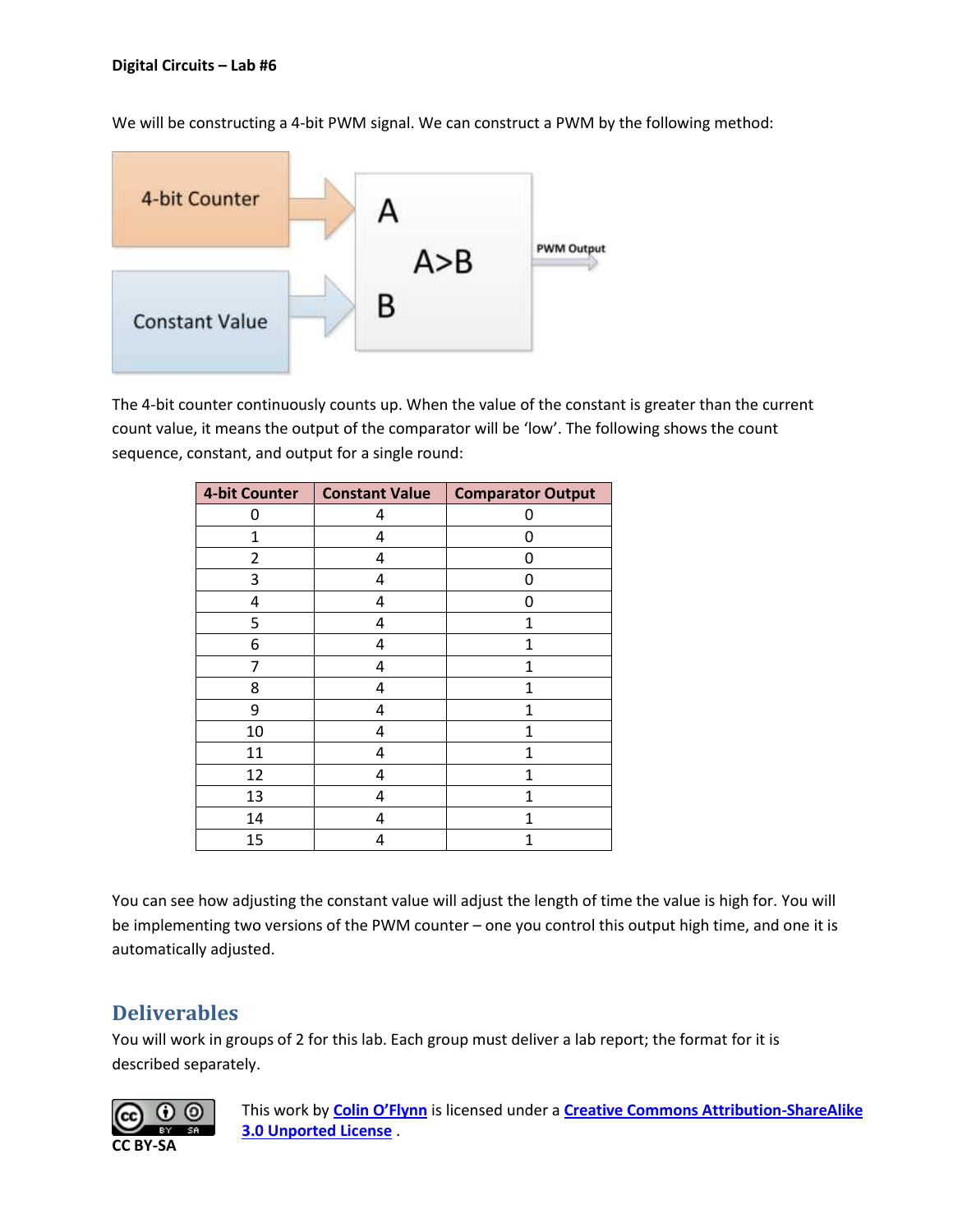We will be constructing a 4-bit PWM signal. We can construct a PWM by the following method:

4-bit Counter

Constant Value

A

A>B

B

PWM Output

The 4-bit counter continuously counts up. When the value of the constant is greater than the current count value, it means the output of the comparator will be 'low'. The following shows the count sequence, constant, and output for a single round:

| 4-bit Counter | Constant Value | Comparator Output |
|---|---|---|
| 0 | 4 | 0 |
| 1 | 4 | 0 |
| 2 | 4 | 0 |
| 3 | 4 | 0 |
| 4 | 4 | 0 |
| 5 | 4 | 1 |
| 6 | 4 | 1 |
| 7 | 4 | 1 |
| 8 | 4 | 1 |
| 9 | 4 | 1 |
| 10 | 4 | 1 |
| 11 | 4 | 1 |
| 12 | 4 | 1 |
| 13 | 4 | 1 |
| 14 | 4 | 1 |
| 15 | 4 | 1 |

You can see how adjusting the constant value will adjust the length of time the value is high for. You will be implementing two versions of the PWM counter – one you control this output high time, and one it is automatically adjusted.

## Deliverables

You will work in groups of 2 for this lab. Each group must deliver a lab report; the format for it is described separately.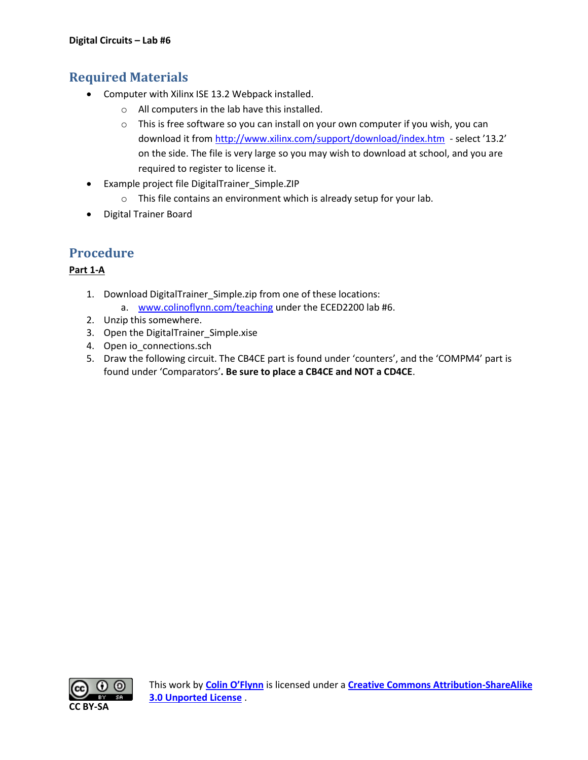## Required Materials

- Computer with Xilinx ISE 13.2 Webpack installed.
  - All computers in the lab have this installed.
  - This is free software so you can install on your own computer if you wish, you can download it from http://www.xilinx.com/support/download/index.htm - select '13.2' on the side. The file is very large so you may wish to download at school, and you are required to register to license it.
- Example project file DigitalTrainer_Simple.ZIP
  - This file contains an environment which is already setup for your lab.
- Digital Trainer Board

## Procedure

**Part 1-A**

1. Download DigitalTrainer_Simple.zip from one of these locations:
   a. www.colinoflynn.com/teaching under the ECED2200 lab #6.
2. Unzip this somewhere.
3. Open the DigitalTrainer_Simple.xise
4. Open io_connections.sch
5. Draw the following circuit. The CB4CE part is found under 'counters', and the 'COMPM4' part is found under 'Comparators'. **Be sure to place a CB4CE and NOT a CD4CE**.

CC BY-SA

This work by **Colin O'Flynn** is licensed under a **Creative Commons Attribution-ShareAlike 3.0 Unported License** .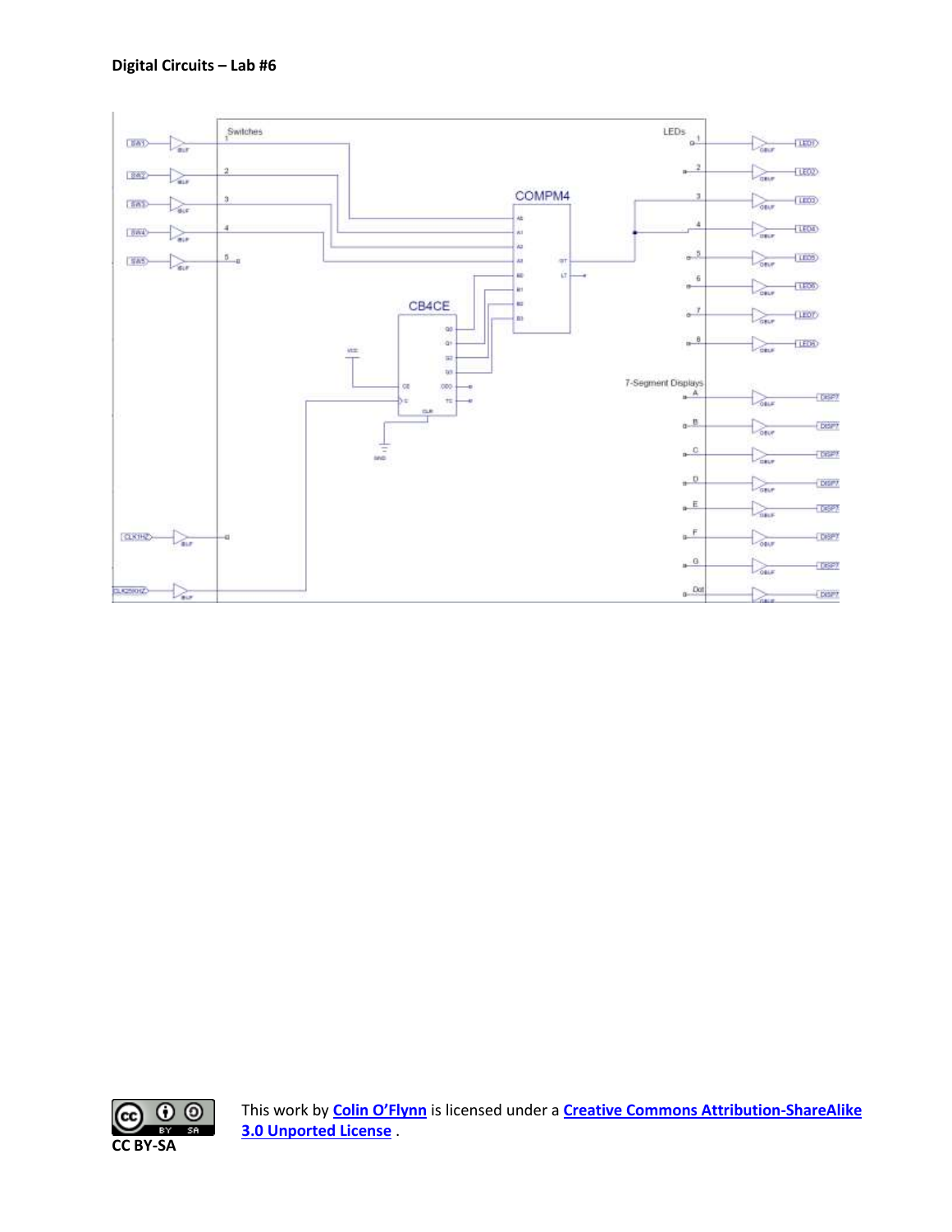Switches

1

2

3

4

5

LEDs

1

2

3

4

5

6

7

8

COMPM4

CB4CE

7-Segment Displays

A

B

C

D

E

F

G

Dot

This work by **Colin O'Flynn** is licensed under a **Creative Commons Attribution-ShareAlike 3.0 Unported License** .

CC BY-SA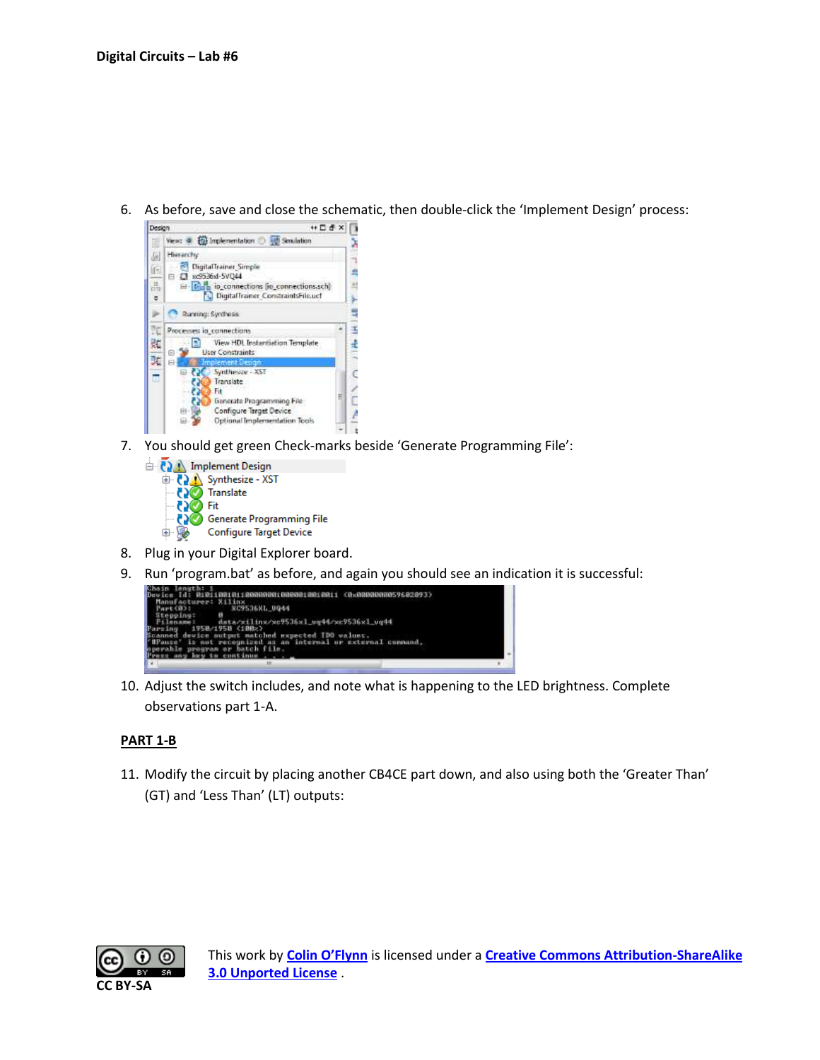6. As before, save and close the schematic, then double-click the 'Implement Design' process:

7. You should get green Check-marks beside 'Generate Programming File':

8. Plug in your Digital Explorer board.
9. Run 'program.bat' as before, and again you should see an indication it is successful:

10. Adjust the switch includes, and note what is happening to the LED brightness. Complete observations part 1-A.

**PART 1-B**

11. Modify the circuit by placing another CB4CE part down, and also using both the 'Greater Than' (GT) and 'Less Than' (LT) outputs:

CC BY-SA

This work by **Colin O'Flynn** is licensed under a **Creative Commons Attribution-ShareAlike 3.0 Unported License** .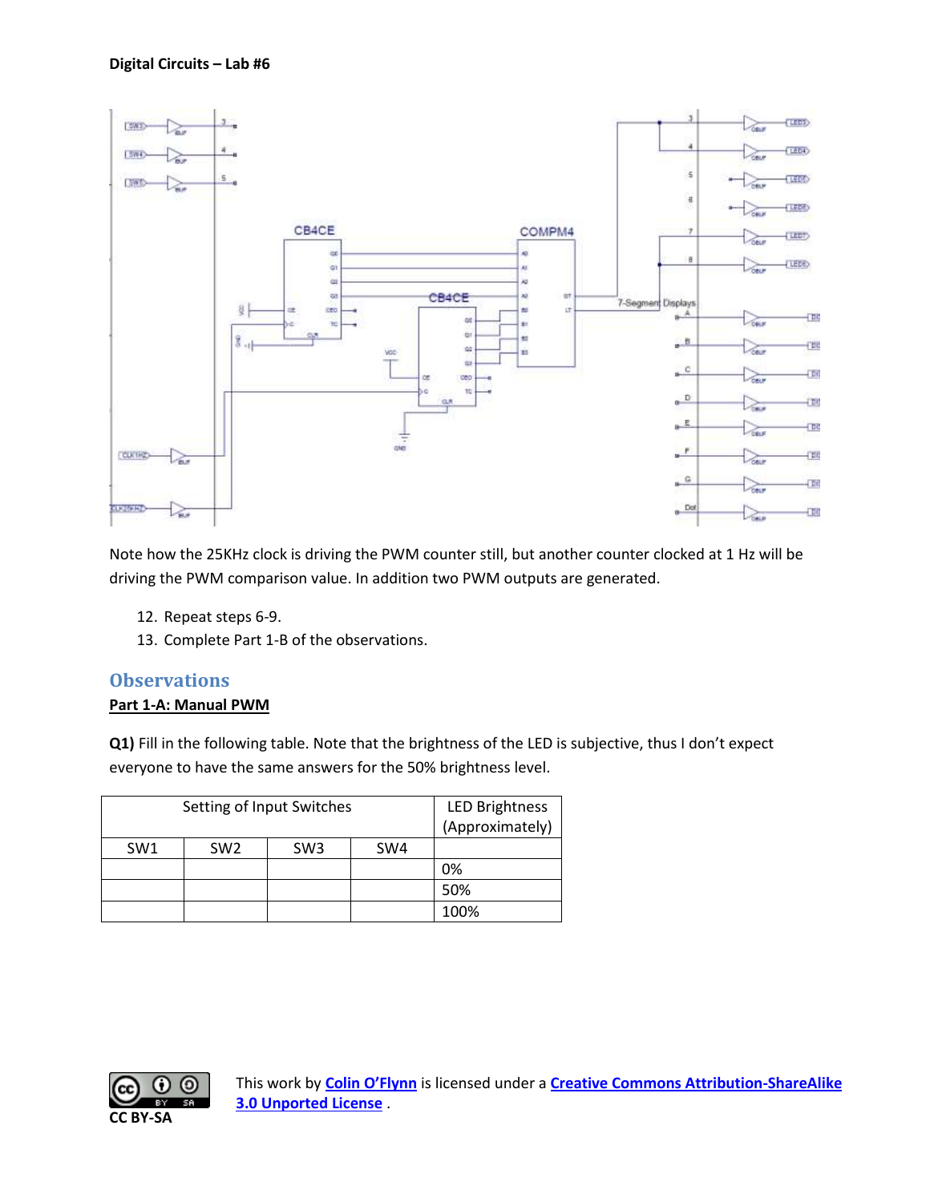Note how the 25KHz clock is driving the PWM counter still, but another counter clocked at 1 Hz will be driving the PWM comparison value. In addition two PWM outputs are generated.

12. Repeat steps 6-9.
13. Complete Part 1-B of the observations.

## Observations

**Part 1-A: Manual PWM**

**Q1)** Fill in the following table. Note that the brightness of the LED is subjective, thus I don't expect everyone to have the same answers for the 50% brightness level.

| Setting of Input Switches | | | | LED Brightness (Approximately) |
|---|---|---|---|---|
| SW1 | SW2 | SW3 | SW4 | |
| | | | | 0% |
| | | | | 50% |
| | | | | 100% |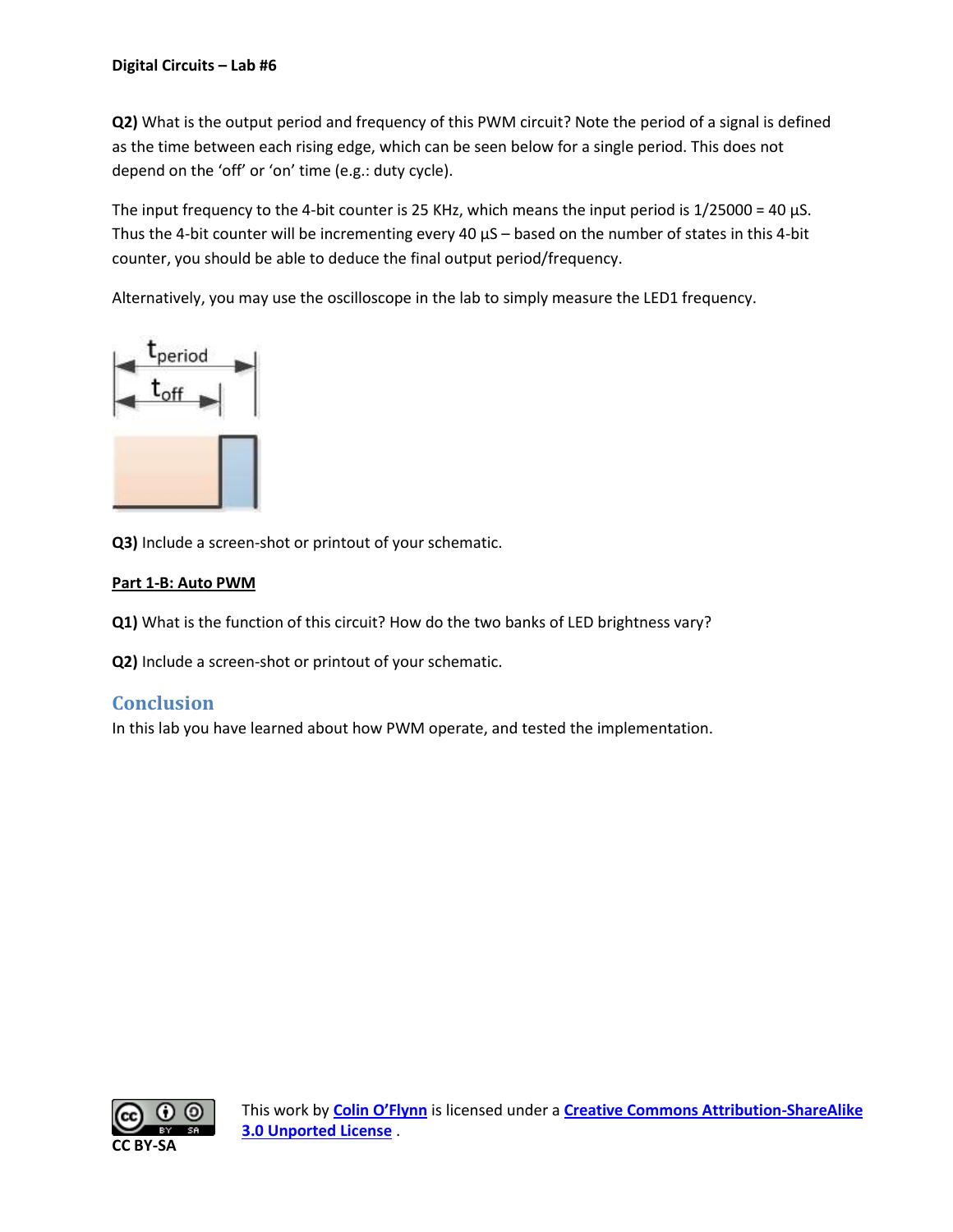**Q2)** What is the output period and frequency of this PWM circuit? Note the period of a signal is defined as the time between each rising edge, which can be seen below for a single period. This does not depend on the 'off' or 'on' time (e.g.: duty cycle).

The input frequency to the 4-bit counter is 25 KHz, which means the input period is 1/25000 = 40 µS. Thus the 4-bit counter will be incrementing every 40 µS – based on the number of states in this 4-bit counter, you should be able to deduce the final output period/frequency.

Alternatively, you may use the oscilloscope in the lab to simply measure the LED1 frequency.

$t_{period}$

$t_{off}$

**Q3)** Include a screen-shot or printout of your schematic.

**Part 1-B: Auto PWM**

**Q1)** What is the function of this circuit? How do the two banks of LED brightness vary?

**Q2)** Include a screen-shot or printout of your schematic.

## Conclusion

In this lab you have learned about how PWM operate, and tested the implementation.

CC BY-SA

This work by **Colin O'Flynn** is licensed under a **Creative Commons Attribution-ShareAlike 3.0 Unported License** .